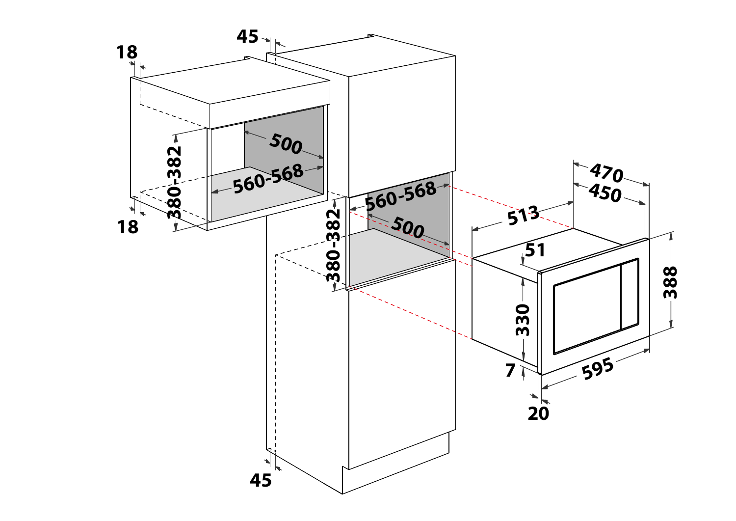45

18

500

380-382

560-568

560-568

18

380-382

500

470

450

513

51

388

330

7

595

20

45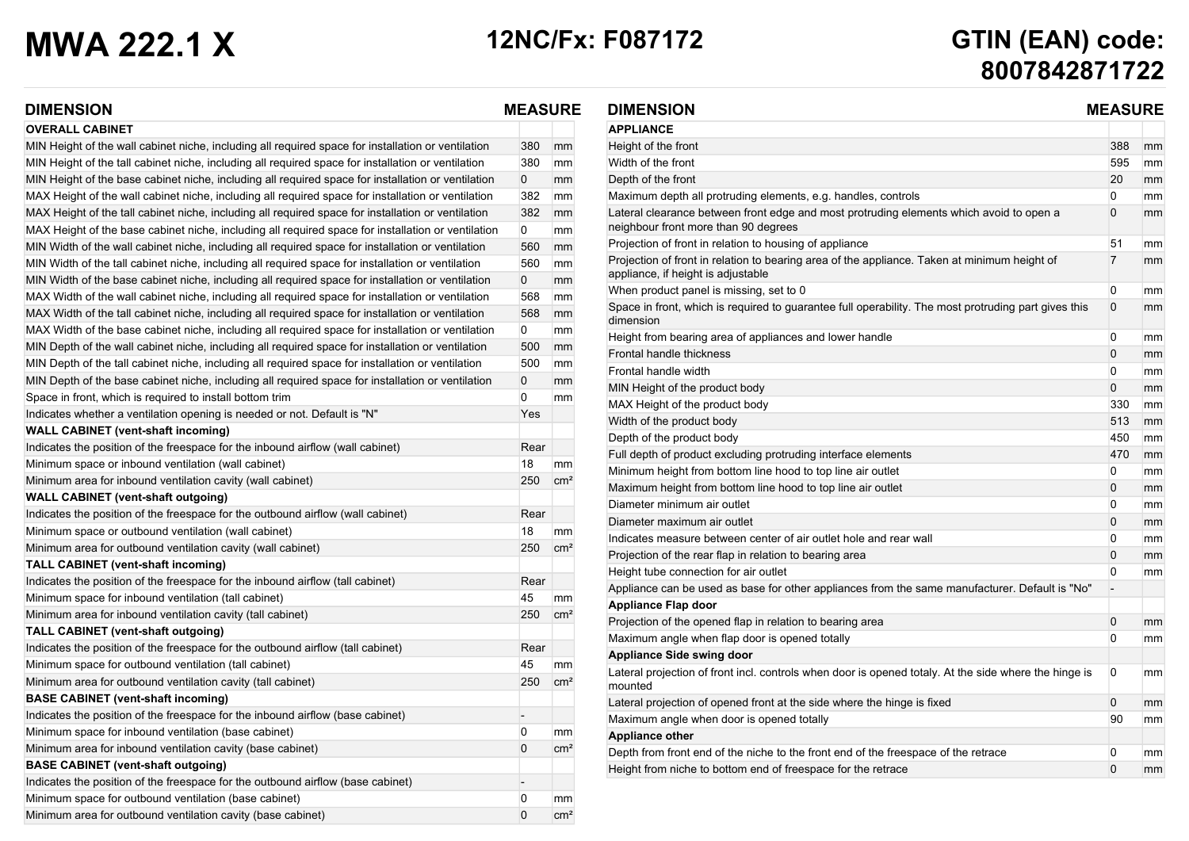# MWA 222.1 X

**12NC/Fx: F087172**

**GTIN (EAN) code: 8007842871722**

| DIMENSION | MEASURE | |
|---|---|---|
| **OVERALL CABINET** | | |
| MIN Height of the wall cabinet niche, including all required space for installation or ventilation | 380 | mm |
| MIN Height of the tall cabinet niche, including all required space for installation or ventilation | 380 | mm |
| MIN Height of the base cabinet niche, including all required space for installation or ventilation | 0 | mm |
| MAX Height of the wall cabinet niche, including all required space for installation or ventilation | 382 | mm |
| MAX Height of the tall cabinet niche, including all required space for installation or ventilation | 382 | mm |
| MAX Height of the base cabinet niche, including all required space for installation or ventilation | 0 | mm |
| MIN Width of the wall cabinet niche, including all required space for installation or ventilation | 560 | mm |
| MIN Width of the tall cabinet niche, including all required space for installation or ventilation | 560 | mm |
| MIN Width of the base cabinet niche, including all required space for installation or ventilation | 0 | mm |
| MAX Width of the wall cabinet niche, including all required space for installation or ventilation | 568 | mm |
| MAX Width of the tall cabinet niche, including all required space for installation or ventilation | 568 | mm |
| MAX Width of the base cabinet niche, including all required space for installation or ventilation | 0 | mm |
| MIN Depth of the wall cabinet niche, including all required space for installation or ventilation | 500 | mm |
| MIN Depth of the tall cabinet niche, including all required space for installation or ventilation | 500 | mm |
| MIN Depth of the base cabinet niche, including all required space for installation or ventilation | 0 | mm |
| Space in front, which is required to install bottom trim | 0 | mm |
| Indicates whether a ventilation opening is needed or not. Default is "N" | Yes | |
| **WALL CABINET (vent-shaft incoming)** | | |
| Indicates the position of the freespace for the inbound airflow (wall cabinet) | Rear | |
| Minimum space or inbound ventilation (wall cabinet) | 18 | mm |
| Minimum area for inbound ventilation cavity (wall cabinet) | 250 | cm² |
| **WALL CABINET (vent-shaft outgoing)** | | |
| Indicates the position of the freespace for the outbound airflow (wall cabinet) | Rear | |
| Minimum space or outbound ventilation (wall cabinet) | 18 | mm |
| Minimum area for outbound ventilation cavity (wall cabinet) | 250 | cm² |
| **TALL CABINET (vent-shaft incoming)** | | |
| Indicates the position of the freespace for the inbound airflow (tall cabinet) | Rear | |
| Minimum space for inbound ventilation (tall cabinet) | 45 | mm |
| Minimum area for inbound ventilation cavity (tall cabinet) | 250 | cm² |
| **TALL CABINET (vent-shaft outgoing)** | | |
| Indicates the position of the freespace for the outbound airflow (tall cabinet) | Rear | |
| Minimum space for outbound ventilation (tall cabinet) | 45 | mm |
| Minimum area for outbound ventilation cavity (tall cabinet) | 250 | cm² |
| **BASE CABINET (vent-shaft incoming)** | | |
| Indicates the position of the freespace for the inbound airflow (base cabinet) | - | |
| Minimum space for inbound ventilation (base cabinet) | 0 | mm |
| Minimum area for inbound ventilation cavity (base cabinet) | 0 | cm² |
| **BASE CABINET (vent-shaft outgoing)** | | |
| Indicates the position of the freespace for the outbound airflow (base cabinet) | - | |
| Minimum space for outbound ventilation (base cabinet) | 0 | mm |
| Minimum area for outbound ventilation cavity (base cabinet) | 0 | cm² |

| DIMENSION | MEASURE | |
|---|---|---|
| **APPLIANCE** | | |
| Height of the front | 388 | mm |
| Width of the front | 595 | mm |
| Depth of the front | 20 | mm |
| Maximum depth all protruding elements, e.g. handles, controls | 0 | mm |
| Lateral clearance between front edge and most protruding elements which avoid to open a neighbour front more than 90 degrees | 0 | mm |
| Projection of front in relation to housing of appliance | 51 | mm |
| Projection of front in relation to bearing area of the appliance. Taken at minimum height of appliance, if height is adjustable | 7 | mm |
| When product panel is missing, set to 0 | 0 | mm |
| Space in front, which is required to guarantee full operability. The most protruding part gives this dimension | 0 | mm |
| Height from bearing area of appliances and lower handle | 0 | mm |
| Frontal handle thickness | 0 | mm |
| Frontal handle width | 0 | mm |
| MIN Height of the product body | 0 | mm |
| MAX Height of the product body | 330 | mm |
| Width of the product body | 513 | mm |
| Depth of the product body | 450 | mm |
| Full depth of product excluding protruding interface elements | 470 | mm |
| Minimum height from bottom line hood to top line air outlet | 0 | mm |
| Maximum height from bottom line hood to top line air outlet | 0 | mm |
| Diameter minimum air outlet | 0 | mm |
| Diameter maximum air outlet | 0 | mm |
| Indicates measure between center of air outlet hole and rear wall | 0 | mm |
| Projection of the rear flap in relation to bearing area | 0 | mm |
| Height tube connection for air outlet | 0 | mm |
| Appliance can be used as base for other appliances from the same manufacturer. Default is "No" | - | |
| **Appliance Flap door** | | |
| Projection of the opened flap in relation to bearing area | 0 | mm |
| Maximum angle when flap door is opened totally | 0 | mm |
| **Appliance Side swing door** | | |
| Lateral projection of front incl. controls when door is opened totaly. At the side where the hinge is mounted | 0 | mm |
| Lateral projection of opened front at the side where the hinge is fixed | 0 | mm |
| Maximum angle when door is opened totally | 90 | mm |
| **Appliance other** | | |
| Depth from front end of the niche to the front end of the freespace of the retrace | 0 | mm |
| Height from niche to bottom end of freespace for the retrace | 0 | mm |